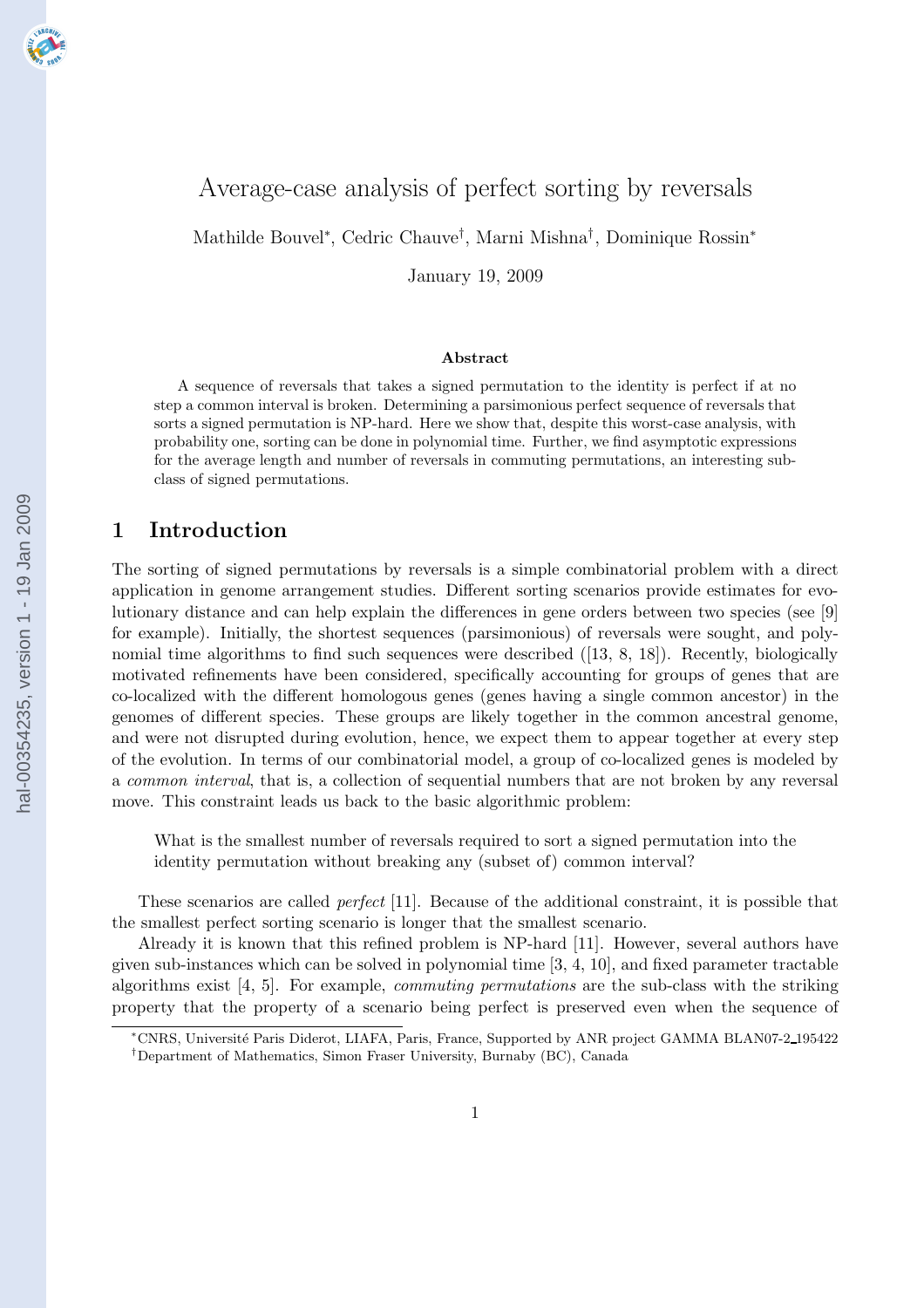# Average-case analysis of perfect sorting by reversals

Mathilde Bouvel*, Cedric Chauve†, Marni Mishna†, Dominique Rossin*

January 19, 2009

### Abstract

A sequence of reversals that takes a signed permutation to the identity is perfect if at no step a common interval is broken. Determining a parsimonious perfect sequence of reversals that sorts a signed permutation is NP-hard. Here we show that, despite this worst-case analysis, with probability one, sorting can be done in polynomial time. Further, we find asymptotic expressions for the average length and number of reversals in commuting permutations, an interesting sub-class of signed permutations.

## 1 Introduction

The sorting of signed permutations by reversals is a simple combinatorial problem with a direct application in genome arrangement studies. Different sorting scenarios provide estimates for evolutionary distance and can help explain the differences in gene orders between two species (see [9] for example). Initially, the shortest sequences (parsimonious) of reversals were sought, and polynomial time algorithms to find such sequences were described ([13, 8, 18]). Recently, biologically motivated refinements have been considered, specifically accounting for groups of genes that are co-localized with the different homologous genes (genes having a single common ancestor) in the genomes of different species. These groups are likely together in the common ancestral genome, and were not disrupted during evolution, hence, we expect them to appear together at every step of the evolution. In terms of our combinatorial model, a group of co-localized genes is modeled by a *common interval*, that is, a collection of sequential numbers that are not broken by any reversal move. This constraint leads us back to the basic algorithmic problem:

> What is the smallest number of reversals required to sort a signed permutation into the identity permutation without breaking any (subset of) common interval?

These scenarios are called *perfect* [11]. Because of the additional constraint, it is possible that the smallest perfect sorting scenario is longer that the smallest scenario.

Already it is known that this refined problem is NP-hard [11]. However, several authors have given sub-instances which can be solved in polynomial time [3, 4, 10], and fixed parameter tractable algorithms exist [4, 5]. For example, *commuting permutations* are the sub-class with the striking property that the property of a scenario being perfect is preserved even when the sequence of

*CNRS, Université Paris Diderot, LIAFA, Paris, France, Supported by ANR project GAMMA BLAN07-2_195422

†Department of Mathematics, Simon Fraser University, Burnaby (BC), Canada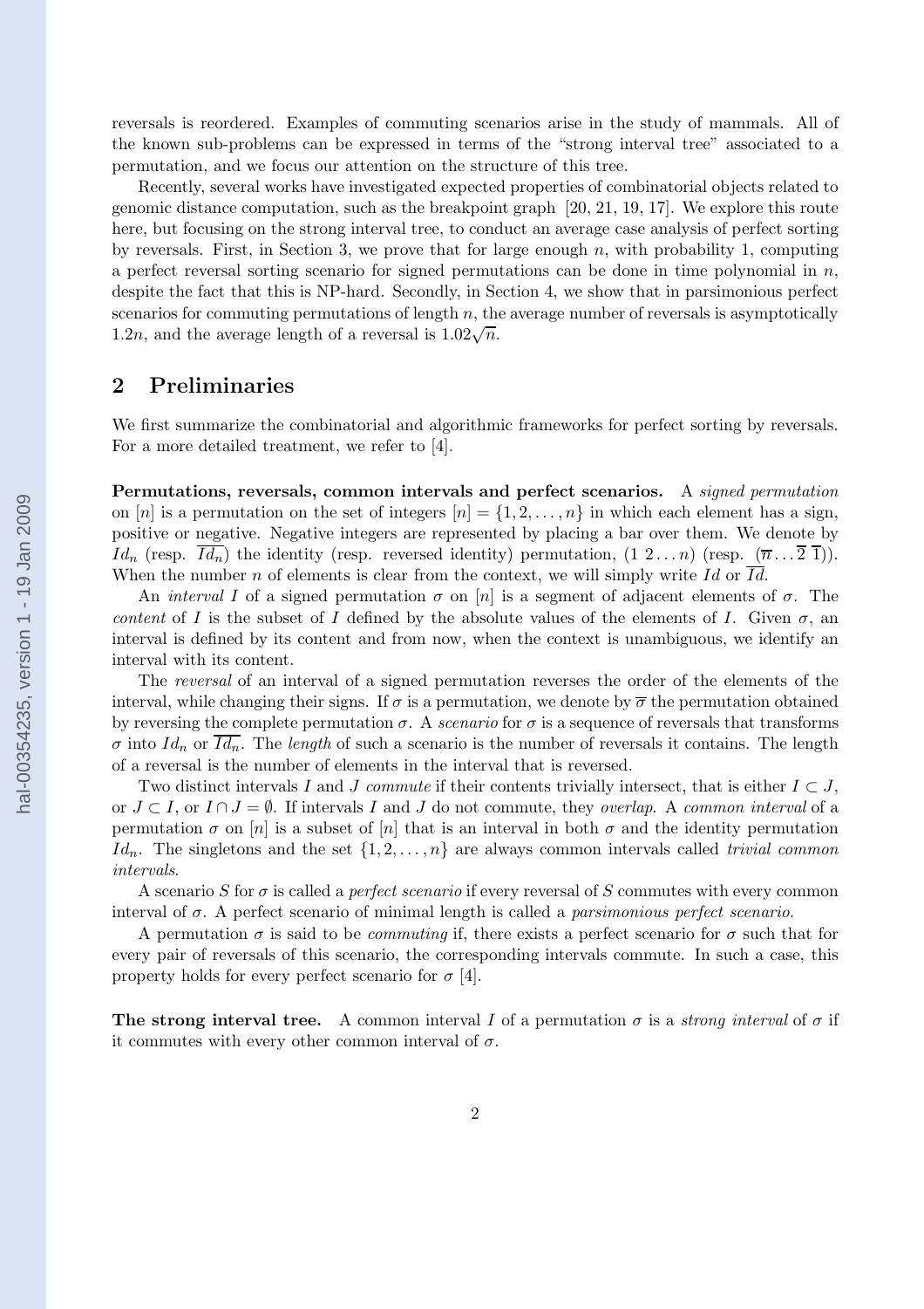reversals is reordered. Examples of commuting scenarios arise in the study of mammals. All of the known sub-problems can be expressed in terms of the "strong interval tree" associated to a permutation, and we focus our attention on the structure of this tree.

Recently, several works have investigated expected properties of combinatorial objects related to genomic distance computation, such as the breakpoint graph [20, 21, 19, 17]. We explore this route here, but focusing on the strong interval tree, to conduct an average case analysis of perfect sorting by reversals. First, in Section 3, we prove that for large enough $n$, with probability 1, computing a perfect reversal sorting scenario for signed permutations can be done in time polynomial in $n$, despite the fact that this is NP-hard. Secondly, in Section 4, we show that in parsimonious perfect scenarios for commuting permutations of length $n$, the average number of reversals is asymptotically $1.2n$, and the average length of a reversal is $1.02\sqrt{n}$.

## 2 Preliminaries

We first summarize the combinatorial and algorithmic frameworks for perfect sorting by reversals. For a more detailed treatment, we refer to [4].

**Permutations, reversals, common intervals and perfect scenarios.** A *signed permutation* on $[n]$ is a permutation on the set of integers $[n] = \{1, 2, \ldots, n\}$ in which each element has a sign, positive or negative. Negative integers are represented by placing a bar over them. We denote by $Id_n$ (resp. $\overline{Id_n}$) the identity (resp. reversed identity) permutation, $(1\ 2 \ldots n)$ (resp. $(\overline{n} \ldots \overline{2}\ \overline{1})$). When the number $n$ of elements is clear from the context, we will simply write $Id$ or $\overline{Id}$.

An *interval* $I$ of a signed permutation $\sigma$ on $[n]$ is a segment of adjacent elements of $\sigma$. The *content* of $I$ is the subset of $I$ defined by the absolute values of the elements of $I$. Given $\sigma$, an interval is defined by its content and from now, when the context is unambiguous, we identify an interval with its content.

The *reversal* of an interval of a signed permutation reverses the order of the elements of the interval, while changing their signs. If $\sigma$ is a permutation, we denote by $\overline{\sigma}$ the permutation obtained by reversing the complete permutation $\sigma$. A *scenario* for $\sigma$ is a sequence of reversals that transforms $\sigma$ into $Id_n$ or $\overline{Id_n}$. The *length* of such a scenario is the number of reversals it contains. The length of a reversal is the number of elements in the interval that is reversed.

Two distinct intervals $I$ and $J$ *commute* if their contents trivially intersect, that is either $I \subset J$, or $J \subset I$, or $I \cap J = \emptyset$. If intervals $I$ and $J$ do not commute, they *overlap*. A *common interval* of a permutation $\sigma$ on $[n]$ is a subset of $[n]$ that is an interval in both $\sigma$ and the identity permutation $Id_n$. The singletons and the set $\{1, 2, \ldots, n\}$ are always common intervals called *trivial common intervals*.

A scenario $S$ for $\sigma$ is called a *perfect scenario* if every reversal of $S$ commutes with every common interval of $\sigma$. A perfect scenario of minimal length is called a *parsimonious perfect scenario*.

A permutation $\sigma$ is said to be *commuting* if, there exists a perfect scenario for $\sigma$ such that for every pair of reversals of this scenario, the corresponding intervals commute. In such a case, this property holds for every perfect scenario for $\sigma$ [4].

**The strong interval tree.** A common interval $I$ of a permutation $\sigma$ is a *strong interval* of $\sigma$ if it commutes with every other common interval of $\sigma$.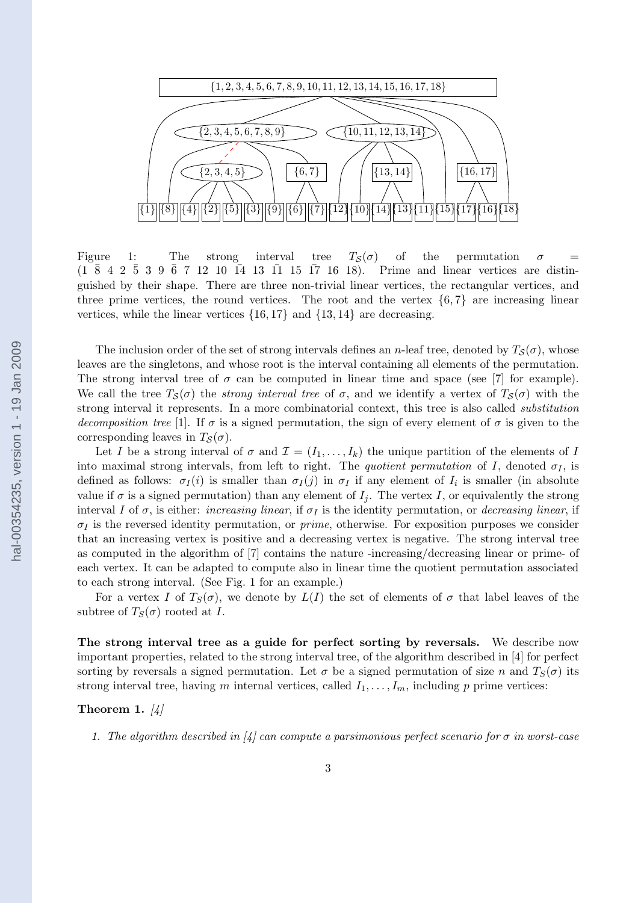Figure 1: The strong interval tree $T_{\mathcal{S}}(\sigma)$ of the permutation $\sigma = (1\ \bar{8}\ 4\ 2\ \bar{5}\ 3\ 9\ \bar{6}\ 7\ 12\ 10\ \bar{14}\ 13\ \bar{11}\ 15\ \bar{17}\ 16\ 18)$. Prime and linear vertices are distinguished by their shape. There are three non-trivial linear vertices, the rectangular vertices, and three prime vertices, the round vertices. The root and the vertex $\{6, 7\}$ are increasing linear vertices, while the linear vertices $\{16, 17\}$ and $\{13, 14\}$ are decreasing.

The inclusion order of the set of strong intervals defines an $n$-leaf tree, denoted by $T_{\mathcal{S}}(\sigma)$, whose leaves are the singletons, and whose root is the interval containing all elements of the permutation. The strong interval tree of $\sigma$ can be computed in linear time and space (see [7] for example). We call the tree $T_{\mathcal{S}}(\sigma)$ the *strong interval tree* of $\sigma$, and we identify a vertex of $T_{\mathcal{S}}(\sigma)$ with the strong interval it represents. In a more combinatorial context, this tree is also called *substitution decomposition tree* [1]. If $\sigma$ is a signed permutation, the sign of every element of $\sigma$ is given to the corresponding leaves in $T_{\mathcal{S}}(\sigma)$.

Let $I$ be a strong interval of $\sigma$ and $\mathcal{I} = (I_1, \ldots, I_k)$ the unique partition of the elements of $I$ into maximal strong intervals, from left to right. The *quotient permutation* of $I$, denoted $\sigma_I$, is defined as follows: $\sigma_I(i)$ is smaller than $\sigma_I(j)$ in $\sigma_I$ if any element of $I_i$ is smaller (in absolute value if $\sigma$ is a signed permutation) than any element of $I_j$. The vertex $I$, or equivalently the strong interval $I$ of $\sigma$, is either: *increasing linear*, if $\sigma_I$ is the identity permutation, or *decreasing linear*, if $\sigma_I$ is the reversed identity permutation, or *prime*, otherwise. For exposition purposes we consider that an increasing vertex is positive and a decreasing vertex is negative. The strong interval tree as computed in the algorithm of [7] contains the nature -increasing/decreasing linear or prime- of each vertex. It can be adapted to compute also in linear time the quotient permutation associated to each strong interval. (See Fig. 1 for an example.)

For a vertex $I$ of $T_S(\sigma)$, we denote by $L(I)$ the set of elements of $\sigma$ that label leaves of the subtree of $T_S(\sigma)$ rooted at $I$.

**The strong interval tree as a guide for perfect sorting by reversals.** We describe now important properties, related to the strong interval tree, of the algorithm described in [4] for perfect sorting by reversals a signed permutation. Let $\sigma$ be a signed permutation of size $n$ and $T_S(\sigma)$ its strong interval tree, having $m$ internal vertices, called $I_1, \ldots, I_m$, including $p$ prime vertices:

**Theorem 1.** *[4]*

1. *The algorithm described in [4] can compute a parsimonious perfect scenario for $\sigma$ in worst-case*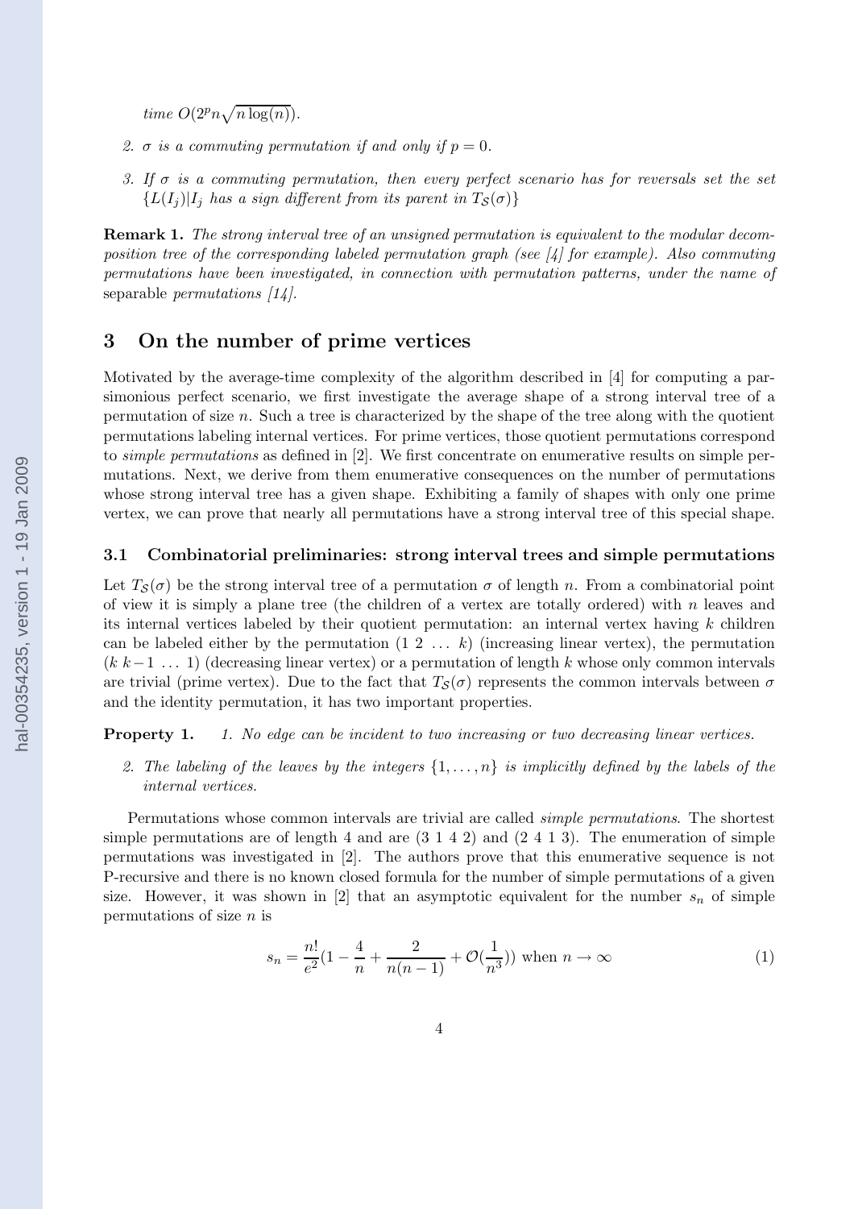*time* $O(2^p n\sqrt{n\log(n)})$.

2. $\sigma$ *is a commuting permutation if and only if* $p = 0$.

3. *If* $\sigma$ *is a commuting permutation, then every perfect scenario has for reversals set the set* $\{L(I_j) | I_j$ *has a sign different from its parent in* $T_{\mathcal{S}}(\sigma)\}$

**Remark 1.** *The strong interval tree of an unsigned permutation is equivalent to the modular decomposition tree of the corresponding labeled permutation graph (see [4] for example). Also commuting permutations have been investigated, in connection with permutation patterns, under the name of* separable *permutations [14].*

## 3 On the number of prime vertices

Motivated by the average-time complexity of the algorithm described in [4] for computing a parsimonious perfect scenario, we first investigate the average shape of a strong interval tree of a permutation of size $n$. Such a tree is characterized by the shape of the tree along with the quotient permutations labeling internal vertices. For prime vertices, those quotient permutations correspond to *simple permutations* as defined in [2]. We first concentrate on enumerative results on simple permutations. Next, we derive from them enumerative consequences on the number of permutations whose strong interval tree has a given shape. Exhibiting a family of shapes with only one prime vertex, we can prove that nearly all permutations have a strong interval tree of this special shape.

### 3.1 Combinatorial preliminaries: strong interval trees and simple permutations

Let $T_{\mathcal{S}}(\sigma)$ be the strong interval tree of a permutation $\sigma$ of length $n$. From a combinatorial point of view it is simply a plane tree (the children of a vertex are totally ordered) with $n$ leaves and its internal vertices labeled by their quotient permutation: an internal vertex having $k$ children can be labeled either by the permutation $(1\ 2\ \ldots\ k)$ (increasing linear vertex), the permutation $(k\ k{-}1\ \ldots\ 1)$ (decreasing linear vertex) or a permutation of length $k$ whose only common intervals are trivial (prime vertex). Due to the fact that $T_{\mathcal{S}}(\sigma)$ represents the common intervals between $\sigma$ and the identity permutation, it has two important properties.

**Property 1.** 1. *No edge can be incident to two increasing or two decreasing linear vertices.*

2. *The labeling of the leaves by the integers* $\{1, \ldots, n\}$ *is implicitly defined by the labels of the internal vertices.*

Permutations whose common intervals are trivial are called *simple permutations*. The shortest simple permutations are of length 4 and are $(3\ 1\ 4\ 2)$ and $(2\ 4\ 1\ 3)$. The enumeration of simple permutations was investigated in [2]. The authors prove that this enumerative sequence is not P-recursive and there is no known closed formula for the number of simple permutations of a given size. However, it was shown in [2] that an asymptotic equivalent for the number $s_n$ of simple permutations of size $n$ is

$$s_n = \frac{n!}{e^2}\left(1 - \frac{4}{n} + \frac{2}{n(n-1)} + \mathcal{O}\left(\frac{1}{n^3}\right)\right) \text{ when } n \to \infty \tag{1}$$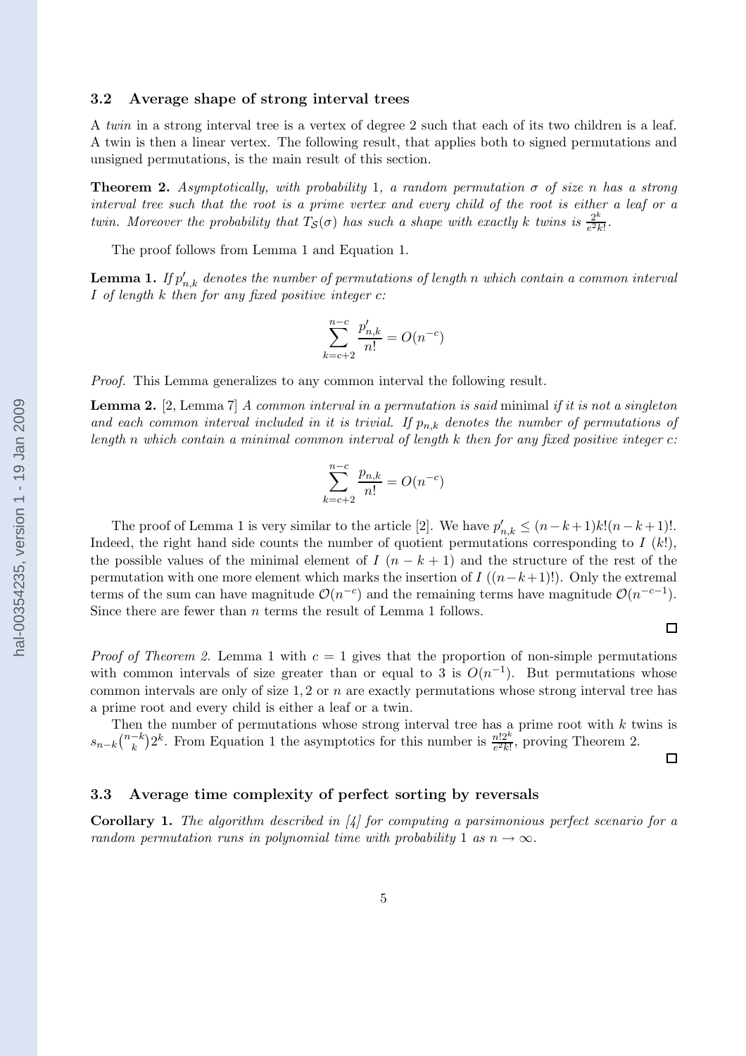### 3.2 Average shape of strong interval trees

A *twin* in a strong interval tree is a vertex of degree 2 such that each of its two children is a leaf. A twin is then a linear vertex. The following result, that applies both to signed permutations and unsigned permutations, is the main result of this section.

**Theorem 2.** *Asymptotically, with probability* 1*, a random permutation $\sigma$ of size n has a strong interval tree such that the root is a prime vertex and every child of the root is either a leaf or a twin. Moreover the probability that $T_{\mathcal{S}}(\sigma)$ has such a shape with exactly k twins is $\frac{2^k}{e^2 k!}$.*

The proof follows from Lemma 1 and Equation 1.

**Lemma 1.** *If $p'_{n,k}$ denotes the number of permutations of length n which contain a common interval I of length k then for any fixed positive integer c:*

$$\sum_{k=c+2}^{n-c} \frac{p'_{n,k}}{n!} = O(n^{-c})$$

*Proof.* This Lemma generalizes to any common interval the following result.

**Lemma 2.** [2, Lemma 7] *A common interval in a permutation is said* minimal *if it is not a singleton and each common interval included in it is trivial. If $p_{n,k}$ denotes the number of permutations of length n which contain a minimal common interval of length k then for any fixed positive integer c:*

$$\sum_{k=c+2}^{n-c} \frac{p_{n,k}}{n!} = O(n^{-c})$$

The proof of Lemma 1 is very similar to the article [2]. We have $p'_{n,k} \leq (n-k+1)k!(n-k+1)!$. Indeed, the right hand side counts the number of quotient permutations corresponding to $I$ ($k!$), the possible values of the minimal element of $I$ ($n-k+1$) and the structure of the rest of the permutation with one more element which marks the insertion of $I$ ($(n-k+1)!$). Only the extremal terms of the sum can have magnitude $\mathcal{O}(n^{-c})$ and the remaining terms have magnitude $\mathcal{O}(n^{-c-1})$. Since there are fewer than $n$ terms the result of Lemma 1 follows. □

*Proof of Theorem 2.* Lemma 1 with $c = 1$ gives that the proportion of non-simple permutations with common intervals of size greater than or equal to 3 is $O(n^{-1})$. But permutations whose common intervals are only of size $1, 2$ or $n$ are exactly permutations whose strong interval tree has a prime root and every child is either a leaf or a twin.

Then the number of permutations whose strong interval tree has a prime root with $k$ twins is $s_{n-k}\binom{n-k}{k}2^k$. From Equation 1 the asymptotics for this number is $\frac{n!2^k}{e^2 k!}$, proving Theorem 2. □

### 3.3 Average time complexity of perfect sorting by reversals

**Corollary 1.** *The algorithm described in [4] for computing a parsimonious perfect scenario for a random permutation runs in polynomial time with probability* 1 *as $n \to \infty$.*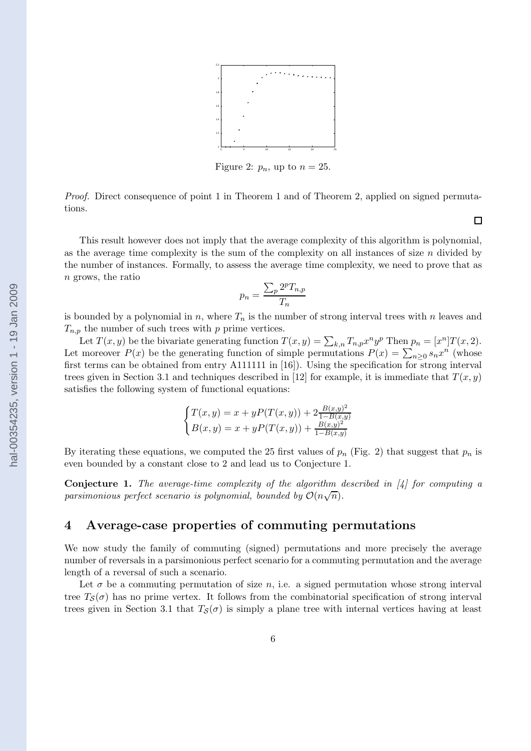Figure 2: $p_n$, up to $n = 25$.

*Proof.* Direct consequence of point 1 in Theorem 1 and of Theorem 2, applied on signed permutations. □

This result however does not imply that the average complexity of this algorithm is polynomial, as the average time complexity is the sum of the complexity on all instances of size $n$ divided by the number of instances. Formally, to assess the average time complexity, we need to prove that as $n$ grows, the ratio

$$p_n = \frac{\sum_p 2^p T_{n,p}}{T_n}$$

is bounded by a polynomial in $n$, where $T_n$ is the number of strong interval trees with $n$ leaves and $T_{n,p}$ the number of such trees with $p$ prime vertices.

Let $T(x, y)$ be the bivariate generating function $T(x, y) = \sum_{k,n} T_{n,p} x^n y^p$ Then $p_n = [x^n]T(x, 2)$. Let moreover $P(x)$ be the generating function of simple permutations $P(x) = \sum_{n \geq 0} s_n x^n$ (whose first terms can be obtained from entry A111111 in [16]). Using the specification for strong interval trees given in Section 3.1 and techniques described in [12] for example, it is immediate that $T(x, y)$ satisfies the following system of functional equations:

$$\begin{cases} T(x, y) = x + yP(T(x, y)) + 2\frac{B(x,y)^2}{1-B(x,y)} \\ B(x, y) = x + yP(T(x, y)) + \frac{B(x,y)^2}{1-B(x,y)} \end{cases}$$

By iterating these equations, we computed the 25 first values of $p_n$ (Fig. 2) that suggest that $p_n$ is even bounded by a constant close to 2 and lead us to Conjecture 1.

**Conjecture 1.** *The average-time complexity of the algorithm described in [4] for computing a parsimonious perfect scenario is polynomial, bounded by $\mathcal{O}(n\sqrt{n})$.*

## 4 Average-case properties of commuting permutations

We now study the family of commuting (signed) permutations and more precisely the average number of reversals in a parsimonious perfect scenario for a commuting permutation and the average length of a reversal of such a scenario.

Let $\sigma$ be a commuting permutation of size $n$, i.e. a signed permutation whose strong interval tree $T_{\mathcal{S}}(\sigma)$ has no prime vertex. It follows from the combinatorial specification of strong interval trees given in Section 3.1 that $T_{\mathcal{S}}(\sigma)$ is simply a plane tree with internal vertices having at least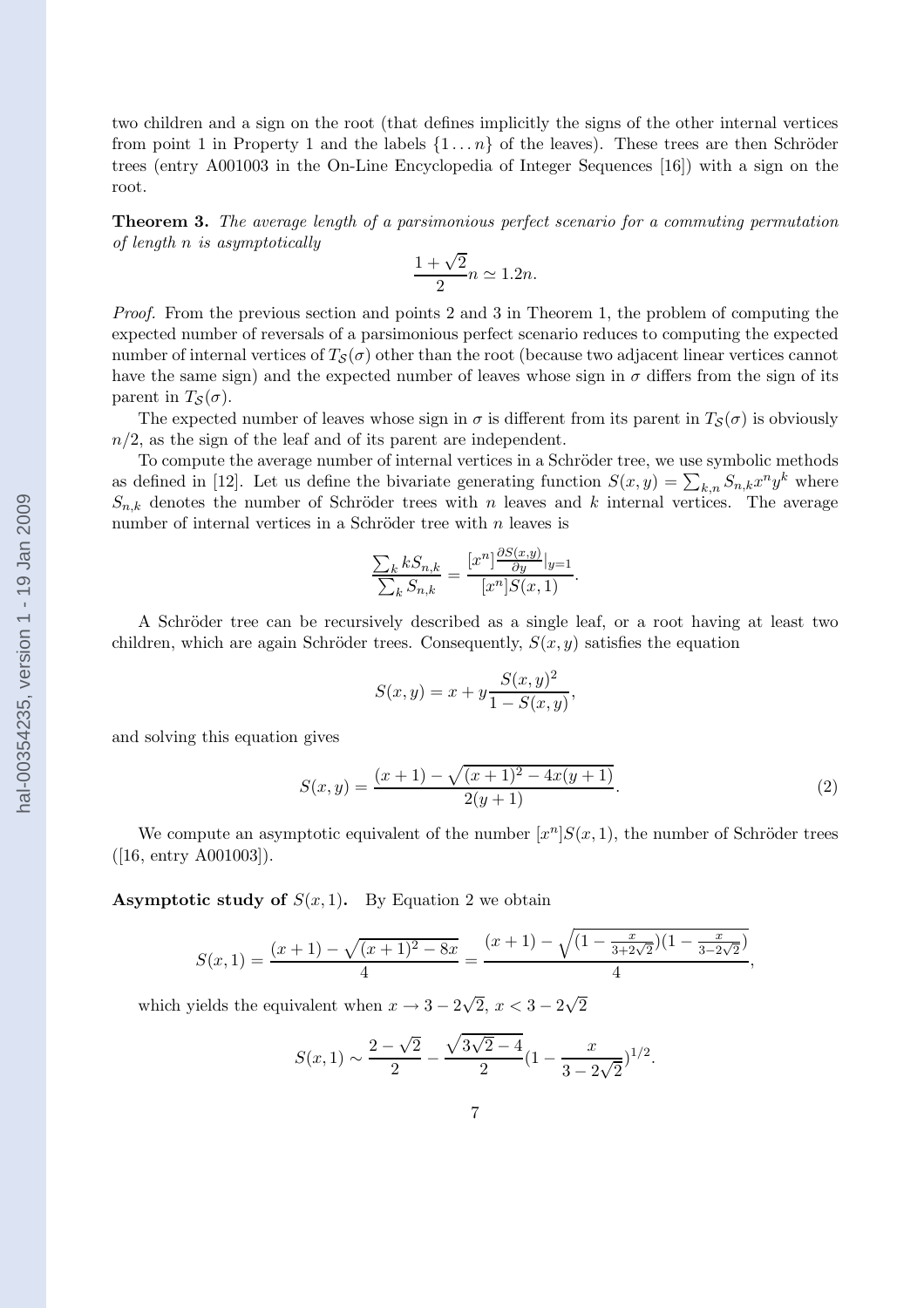two children and a sign on the root (that defines implicitly the signs of the other internal vertices from point 1 in Property 1 and the labels $\{1 \dots n\}$ of the leaves). These trees are then Schröder trees (entry A001003 in the On-Line Encyclopedia of Integer Sequences [16]) with a sign on the root.

**Theorem 3.** *The average length of a parsimonious perfect scenario for a commuting permutation of length n is asymptotically*

$$\frac{1+\sqrt{2}}{2}n \simeq 1.2n.$$

*Proof.* From the previous section and points 2 and 3 in Theorem 1, the problem of computing the expected number of reversals of a parsimonious perfect scenario reduces to computing the expected number of internal vertices of $T_{\mathcal{S}}(\sigma)$ other than the root (because two adjacent linear vertices cannot have the same sign) and the expected number of leaves whose sign in $\sigma$ differs from the sign of its parent in $T_{\mathcal{S}}(\sigma)$.

The expected number of leaves whose sign in $\sigma$ is different from its parent in $T_{\mathcal{S}}(\sigma)$ is obviously $n/2$, as the sign of the leaf and of its parent are independent.

To compute the average number of internal vertices in a Schröder tree, we use symbolic methods as defined in [12]. Let us define the bivariate generating function $S(x,y) = \sum_{k,n} S_{n,k} x^n y^k$ where $S_{n,k}$ denotes the number of Schröder trees with $n$ leaves and $k$ internal vertices. The average number of internal vertices in a Schröder tree with $n$ leaves is

$$\frac{\sum_k kS_{n,k}}{\sum_k S_{n,k}} = \frac{[x^n]\frac{\partial S(x,y)}{\partial y}|_{y=1}}{[x^n]S(x,1)}.$$

A Schröder tree can be recursively described as a single leaf, or a root having at least two children, which are again Schröder trees. Consequently, $S(x,y)$ satisfies the equation

$$S(x,y) = x + y\frac{S(x,y)^2}{1-S(x,y)},$$

and solving this equation gives

$$S(x,y) = \frac{(x+1) - \sqrt{(x+1)^2 - 4x(y+1)}}{2(y+1)}. \tag{2}$$

We compute an asymptotic equivalent of the number $[x^n]S(x,1)$, the number of Schröder trees ([16, entry A001003]).

**Asymptotic study of $S(x,1)$.** By Equation 2 we obtain

$$S(x,1) = \frac{(x+1) - \sqrt{(x+1)^2 - 8x}}{4} = \frac{(x+1) - \sqrt{(1-\frac{x}{3+2\sqrt{2}})(1-\frac{x}{3-2\sqrt{2}})}}{4},$$

which yields the equivalent when $x \to 3-2\sqrt{2}$, $x < 3-2\sqrt{2}$

$$S(x,1) \sim \frac{2-\sqrt{2}}{2} - \frac{\sqrt{3\sqrt{2}-4}}{2}(1-\frac{x}{3-2\sqrt{2}})^{1/2}.$$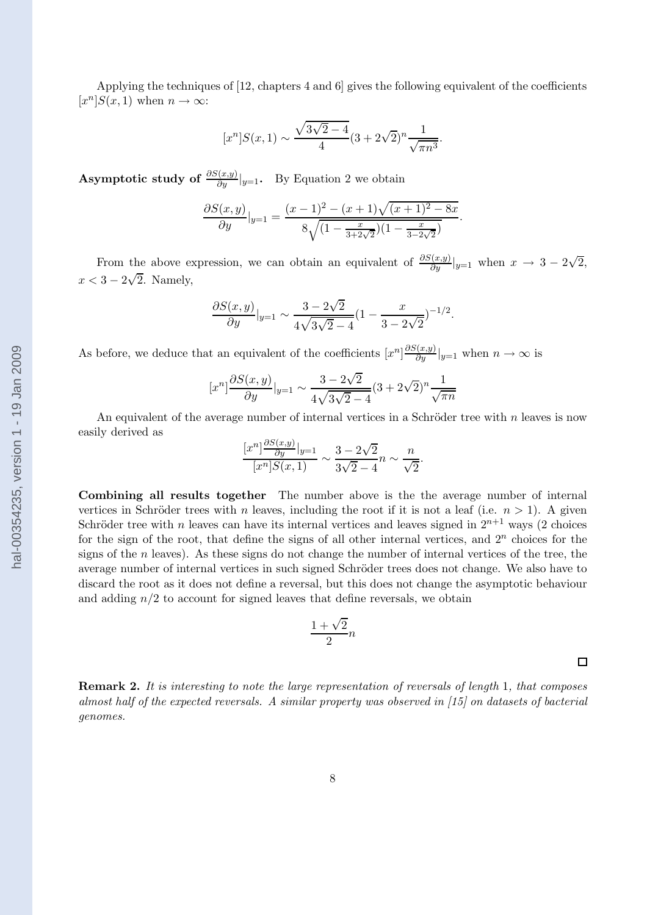Applying the techniques of [12, chapters 4 and 6] gives the following equivalent of the coefficients $[x^n]S(x,1)$ when $n \to \infty$:

$$[x^n]S(x,1) \sim \frac{\sqrt{3\sqrt{2}-4}}{4}(3+2\sqrt{2})^n \frac{1}{\sqrt{\pi n^3}}.$$

**Asymptotic study of $\frac{\partial S(x,y)}{\partial y}|_{y=1}$.** By Equation 2 we obtain

$$\frac{\partial S(x,y)}{\partial y}|_{y=1} = \frac{(x-1)^2 - (x+1)\sqrt{(x+1)^2 - 8x}}{8\sqrt{(1-\frac{x}{3+2\sqrt{2}})(1-\frac{x}{3-2\sqrt{2}})}}.$$

From the above expression, we can obtain an equivalent of $\frac{\partial S(x,y)}{\partial y}|_{y=1}$ when $x \to 3-2\sqrt{2}$, $x < 3-2\sqrt{2}$. Namely,

$$\frac{\partial S(x,y)}{\partial y}|_{y=1} \sim \frac{3-2\sqrt{2}}{4\sqrt{3\sqrt{2}-4}}(1-\frac{x}{3-2\sqrt{2}})^{-1/2}.$$

As before, we deduce that an equivalent of the coefficients $[x^n]\frac{\partial S(x,y)}{\partial y}|_{y=1}$ when $n \to \infty$ is

$$[x^n]\frac{\partial S(x,y)}{\partial y}|_{y=1} \sim \frac{3-2\sqrt{2}}{4\sqrt{3\sqrt{2}-4}}(3+2\sqrt{2})^n \frac{1}{\sqrt{\pi n}}$$

An equivalent of the average number of internal vertices in a Schröder tree with $n$ leaves is now easily derived as

$$\frac{[x^n]\frac{\partial S(x,y)}{\partial y}|_{y=1}}{[x^n]S(x,1)} \sim \frac{3-2\sqrt{2}}{3\sqrt{2}-4}n \sim \frac{n}{\sqrt{2}}.$$

**Combining all results together** The number above is the the average number of internal vertices in Schröder trees with $n$ leaves, including the root if it is not a leaf (i.e. $n > 1$). A given Schröder tree with $n$ leaves can have its internal vertices and leaves signed in $2^{n+1}$ ways (2 choices for the sign of the root, that define the signs of all other internal vertices, and $2^n$ choices for the signs of the $n$ leaves). As these signs do not change the number of internal vertices of the tree, the average number of internal vertices in such signed Schröder trees does not change. We also have to discard the root as it does not define a reversal, but this does not change the asymptotic behaviour and adding $n/2$ to account for signed leaves that define reversals, we obtain

$$\frac{1+\sqrt{2}}{2}n$$

□

**Remark 2.** *It is interesting to note the large representation of reversals of length* 1*, that composes almost half of the expected reversals. A similar property was observed in [15] on datasets of bacterial genomes.*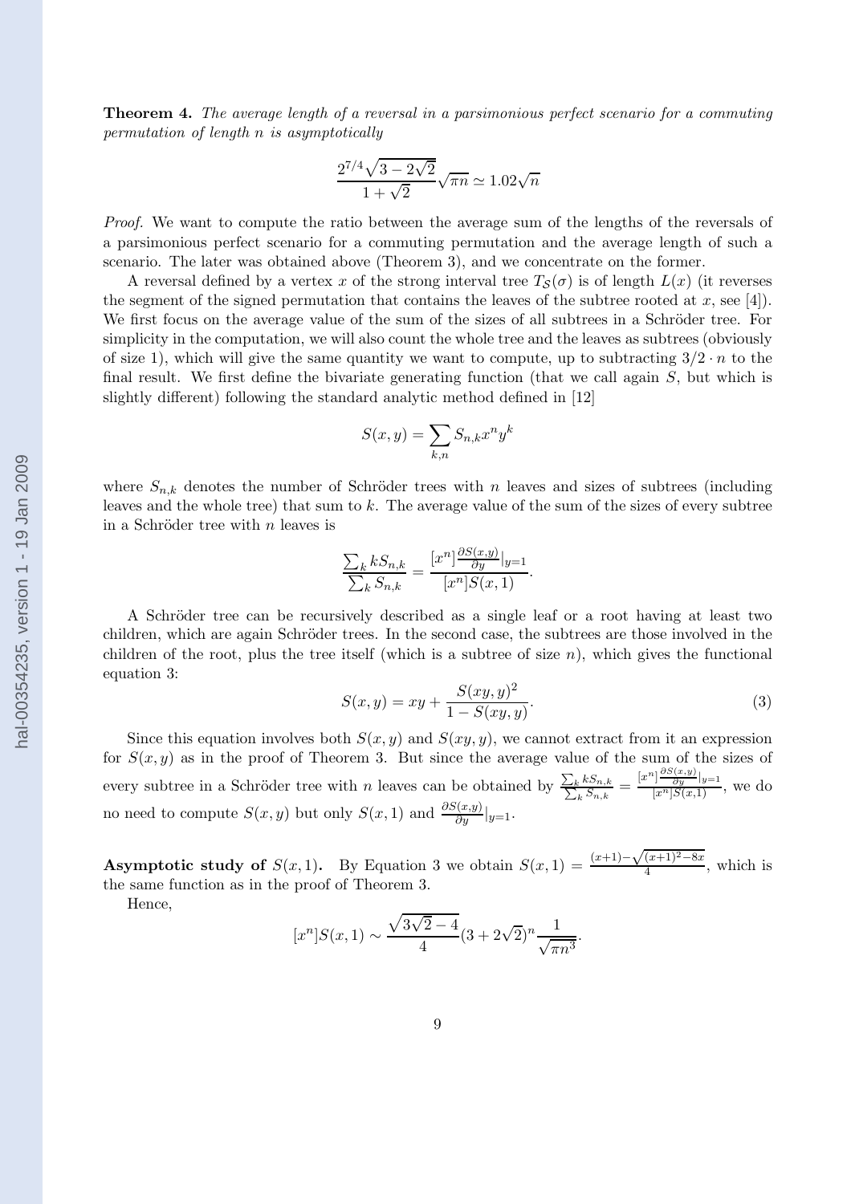**Theorem 4.** *The average length of a reversal in a parsimonious perfect scenario for a commuting permutation of length n is asymptotically*

$$\frac{2^{7/4}\sqrt{3-2\sqrt{2}}}{1+\sqrt{2}}\sqrt{\pi n} \simeq 1.02\sqrt{n}$$

*Proof.* We want to compute the ratio between the average sum of the lengths of the reversals of a parsimonious perfect scenario for a commuting permutation and the average length of such a scenario. The later was obtained above (Theorem 3), and we concentrate on the former.

A reversal defined by a vertex $x$ of the strong interval tree $T_{\mathcal{S}}(\sigma)$ is of length $L(x)$ (it reverses the segment of the signed permutation that contains the leaves of the subtree rooted at $x$, see [4]). We first focus on the average value of the sum of the sizes of all subtrees in a Schröder tree. For simplicity in the computation, we will also count the whole tree and the leaves as subtrees (obviously of size 1), which will give the same quantity we want to compute, up to subtracting $3/2 \cdot n$ to the final result. We first define the bivariate generating function (that we call again $S$, but which is slightly different) following the standard analytic method defined in [12]

$$S(x,y) = \sum_{k,n} S_{n,k} x^n y^k$$

where $S_{n,k}$ denotes the number of Schröder trees with $n$ leaves and sizes of subtrees (including leaves and the whole tree) that sum to $k$. The average value of the sum of the sizes of every subtree in a Schröder tree with $n$ leaves is

$$\frac{\sum_k kS_{n,k}}{\sum_k S_{n,k}} = \frac{[x^n]\frac{\partial S(x,y)}{\partial y}|_{y=1}}{[x^n]S(x,1)}.$$

A Schröder tree can be recursively described as a single leaf or a root having at least two children, which are again Schröder trees. In the second case, the subtrees are those involved in the children of the root, plus the tree itself (which is a subtree of size $n$), which gives the functional equation 3:

$$S(x,y) = xy + \frac{S(xy,y)^2}{1-S(xy,y)}. \tag{3}$$

Since this equation involves both $S(x,y)$ and $S(xy,y)$, we cannot extract from it an expression for $S(x,y)$ as in the proof of Theorem 3. But since the average value of the sum of the sizes of every subtree in a Schröder tree with $n$ leaves can be obtained by $\frac{\sum_k kS_{n,k}}{\sum_k S_{n,k}} = \frac{[x^n]\frac{\partial S(x,y)}{\partial y}|_{y=1}}{[x^n]S(x,1)}$, we do no need to compute $S(x,y)$ but only $S(x,1)$ and $\frac{\partial S(x,y)}{\partial y}|_{y=1}$.

**Asymptotic study of $S(x,1)$.** By Equation 3 we obtain $S(x,1) = \frac{(x+1)-\sqrt{(x+1)^2-8x}}{4}$, which is the same function as in the proof of Theorem 3.

Hence,

$$[x^n]S(x,1) \sim \frac{\sqrt{3\sqrt{2}-4}}{4}(3+2\sqrt{2})^n \frac{1}{\sqrt{\pi n^3}}.$$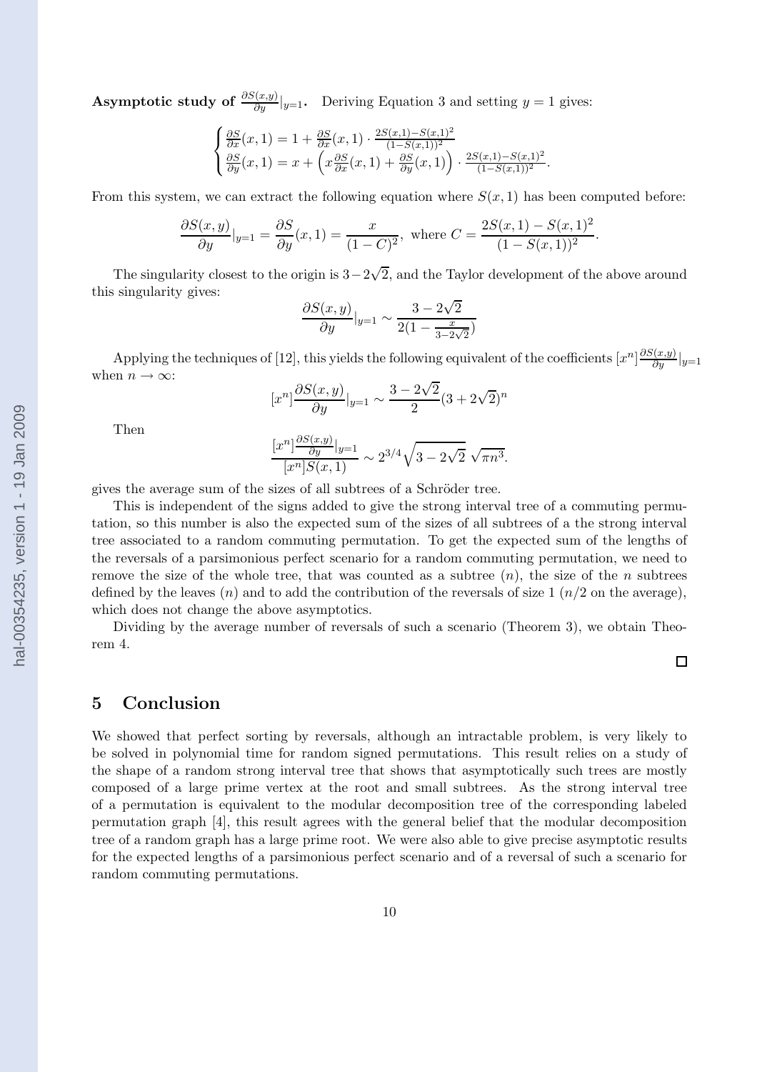**Asymptotic study of $\frac{\partial S(x,y)}{\partial y}|_{y=1}$.** Deriving Equation 3 and setting $y = 1$ gives:

$$\begin{cases} \frac{\partial S}{\partial x}(x,1) = 1 + \frac{\partial S}{\partial x}(x,1) \cdot \frac{2S(x,1)-S(x,1)^2}{(1-S(x,1))^2} \\ \frac{\partial S}{\partial y}(x,1) = x + \left( x\frac{\partial S}{\partial x}(x,1) + \frac{\partial S}{\partial y}(x,1) \right) \cdot \frac{2S(x,1)-S(x,1)^2}{(1-S(x,1))^2}. \end{cases}$$

From this system, we can extract the following equation where $S(x,1)$ has been computed before:

$$\frac{\partial S(x,y)}{\partial y}|_{y=1} = \frac{\partial S}{\partial y}(x,1) = \frac{x}{(1-C)^2}, \text{ where } C = \frac{2S(x,1) - S(x,1)^2}{(1-S(x,1))^2}.$$

The singularity closest to the origin is $3-2\sqrt{2}$, and the Taylor development of the above around this singularity gives:

$$\frac{\partial S(x,y)}{\partial y}|_{y=1} \sim \frac{3-2\sqrt{2}}{2(1-\frac{x}{3-2\sqrt{2}})}$$

Applying the techniques of [12], this yields the following equivalent of the coefficients $[x^n]\frac{\partial S(x,y)}{\partial y}|_{y=1}$ when $n \to \infty$:

$$[x^n]\frac{\partial S(x,y)}{\partial y}|_{y=1} \sim \frac{3-2\sqrt{2}}{2}(3+2\sqrt{2})^n$$

Then

$$\frac{[x^n]\frac{\partial S(x,y)}{\partial y}|_{y=1}}{[x^n]S(x,1)} \sim 2^{3/4}\sqrt{3-2\sqrt{2}}\ \sqrt{\pi n^3}.$$

gives the average sum of the sizes of all subtrees of a Schröder tree.

This is independent of the signs added to give the strong interval tree of a commuting permutation, so this number is also the expected sum of the sizes of all subtrees of a the strong interval tree associated to a random commuting permutation. To get the expected sum of the lengths of the reversals of a parsimonious perfect scenario for a random commuting permutation, we need to remove the size of the whole tree, that was counted as a subtree ($n$), the size of the $n$ subtrees defined by the leaves ($n$) and to add the contribution of the reversals of size 1 ($n/2$ on the average), which does not change the above asymptotics.

Dividing by the average number of reversals of such a scenario (Theorem 3), we obtain Theorem 4.

□

## 5 Conclusion

We showed that perfect sorting by reversals, although an intractable problem, is very likely to be solved in polynomial time for random signed permutations. This result relies on a study of the shape of a random strong interval tree that shows that asymptotically such trees are mostly composed of a large prime vertex at the root and small subtrees. As the strong interval tree of a permutation is equivalent to the modular decomposition tree of the corresponding labeled permutation graph [4], this result agrees with the general belief that the modular decomposition tree of a random graph has a large prime root. We were also able to give precise asymptotic results for the expected lengths of a parsimonious perfect scenario and of a reversal of such a scenario for random commuting permutations.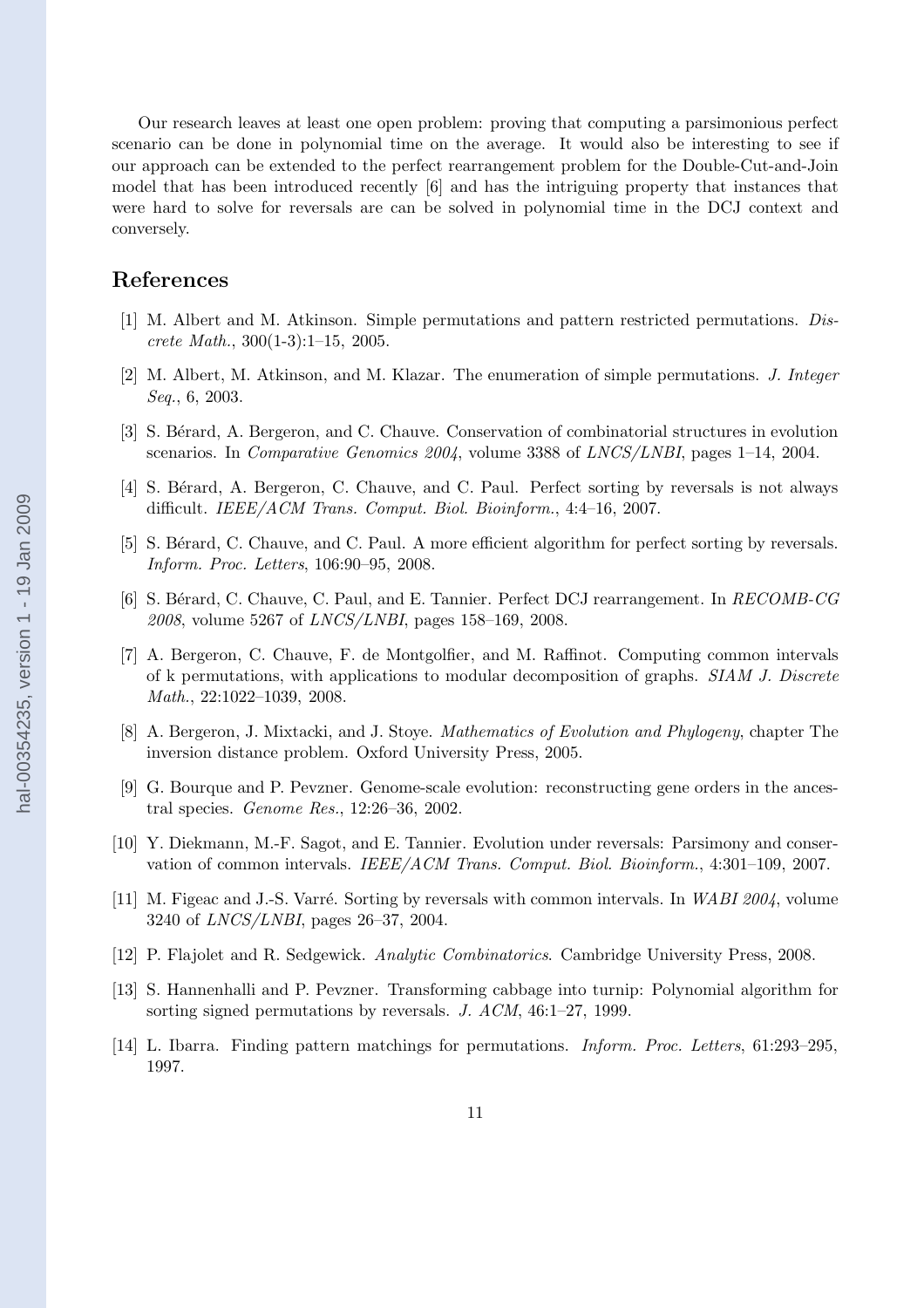Our research leaves at least one open problem: proving that computing a parsimonious perfect scenario can be done in polynomial time on the average. It would also be interesting to see if our approach can be extended to the perfect rearrangement problem for the Double-Cut-and-Join model that has been introduced recently [6] and has the intriguing property that instances that were hard to solve for reversals are can be solved in polynomial time in the DCJ context and conversely.

## References

[1] M. Albert and M. Atkinson. Simple permutations and pattern restricted permutations. *Discrete Math.*, 300(1-3):1–15, 2005.

[2] M. Albert, M. Atkinson, and M. Klazar. The enumeration of simple permutations. *J. Integer Seq.*, 6, 2003.

[3] S. Bérard, A. Bergeron, and C. Chauve. Conservation of combinatorial structures in evolution scenarios. In *Comparative Genomics 2004*, volume 3388 of *LNCS/LNBI*, pages 1–14, 2004.

[4] S. Bérard, A. Bergeron, C. Chauve, and C. Paul. Perfect sorting by reversals is not always difficult. *IEEE/ACM Trans. Comput. Biol. Bioinform.*, 4:4–16, 2007.

[5] S. Bérard, C. Chauve, and C. Paul. A more efficient algorithm for perfect sorting by reversals. *Inform. Proc. Letters*, 106:90–95, 2008.

[6] S. Bérard, C. Chauve, C. Paul, and E. Tannier. Perfect DCJ rearrangement. In *RECOMB-CG 2008*, volume 5267 of *LNCS/LNBI*, pages 158–169, 2008.

[7] A. Bergeron, C. Chauve, F. de Montgolfier, and M. Raffinot. Computing common intervals of k permutations, with applications to modular decomposition of graphs. *SIAM J. Discrete Math.*, 22:1022–1039, 2008.

[8] A. Bergeron, J. Mixtacki, and J. Stoye. *Mathematics of Evolution and Phylogeny*, chapter The inversion distance problem. Oxford University Press, 2005.

[9] G. Bourque and P. Pevzner. Genome-scale evolution: reconstructing gene orders in the ancestral species. *Genome Res.*, 12:26–36, 2002.

[10] Y. Diekmann, M.-F. Sagot, and E. Tannier. Evolution under reversals: Parsimony and conservation of common intervals. *IEEE/ACM Trans. Comput. Biol. Bioinform.*, 4:301–109, 2007.

[11] M. Figeac and J.-S. Varré. Sorting by reversals with common intervals. In *WABI 2004*, volume 3240 of *LNCS/LNBI*, pages 26–37, 2004.

[12] P. Flajolet and R. Sedgewick. *Analytic Combinatorics*. Cambridge University Press, 2008.

[13] S. Hannenhalli and P. Pevzner. Transforming cabbage into turnip: Polynomial algorithm for sorting signed permutations by reversals. *J. ACM*, 46:1–27, 1999.

[14] L. Ibarra. Finding pattern matchings for permutations. *Inform. Proc. Letters*, 61:293–295, 1997.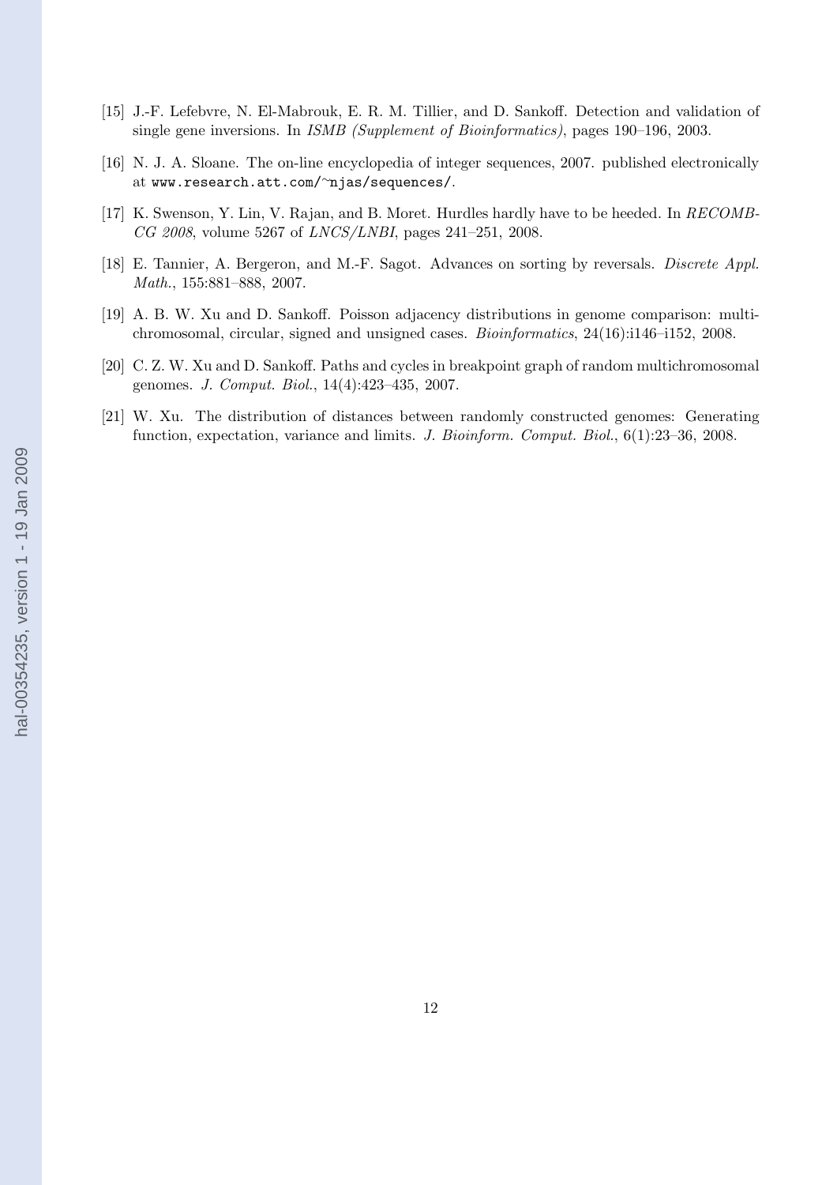[15] J.-F. Lefebvre, N. El-Mabrouk, E. R. M. Tillier, and D. Sankoff. Detection and validation of single gene inversions. In *ISMB (Supplement of Bioinformatics)*, pages 190–196, 2003.

[16] N. J. A. Sloane. The on-line encyclopedia of integer sequences, 2007. published electronically at `www.research.att.com/~njas/sequences/`.

[17] K. Swenson, Y. Lin, V. Rajan, and B. Moret. Hurdles hardly have to be heeded. In *RECOMB-CG 2008*, volume 5267 of *LNCS/LNBI*, pages 241–251, 2008.

[18] E. Tannier, A. Bergeron, and M.-F. Sagot. Advances on sorting by reversals. *Discrete Appl. Math.*, 155:881–888, 2007.

[19] A. B. W. Xu and D. Sankoff. Poisson adjacency distributions in genome comparison: multichromosomal, circular, signed and unsigned cases. *Bioinformatics*, 24(16):i146–i152, 2008.

[20] C. Z. W. Xu and D. Sankoff. Paths and cycles in breakpoint graph of random multichromosomal genomes. *J. Comput. Biol.*, 14(4):423–435, 2007.

[21] W. Xu. The distribution of distances between randomly constructed genomes: Generating function, expectation, variance and limits. *J. Bioinform. Comput. Biol.*, 6(1):23–36, 2008.